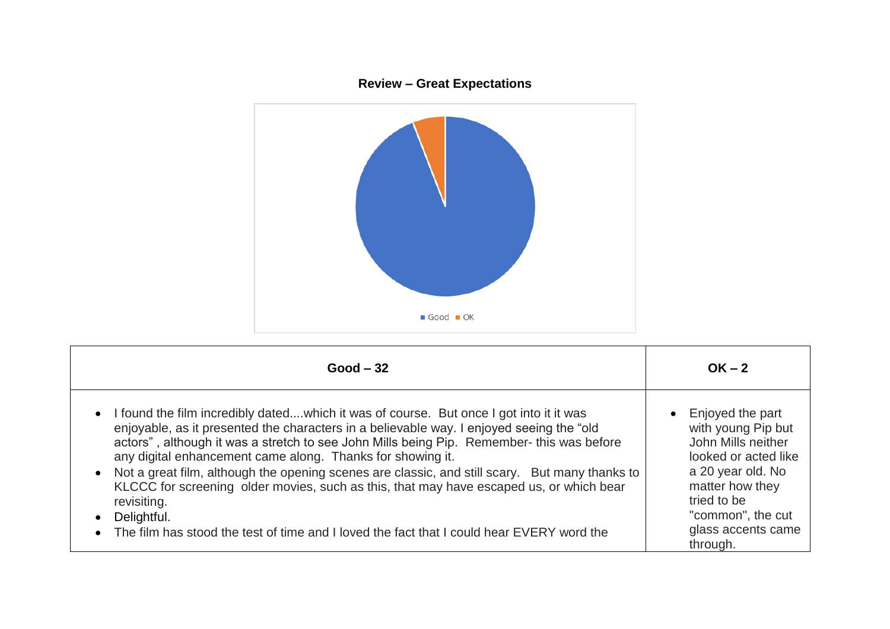**Review – Great Expectations**

Good ■ OK ■

| Good – 32 | OK – 2 |
|---|---|
| • I found the film incredibly dated....which it was of course. But once I got into it it was enjoyable, as it presented the characters in a believable way. I enjoyed seeing the "old actors" , although it was a stretch to see John Mills being Pip. Remember- this was before any digital enhancement came along. Thanks for showing it.<br>• Not a great film, although the opening scenes are classic, and still scary. But many thanks to KLCCC for screening older movies, such as this, that may have escaped us, or which bear revisiting.<br>• Delightful.<br>• The film has stood the test of time and I loved the fact that I could hear EVERY word the | • Enjoyed the part with young Pip but John Mills neither looked or acted like a 20 year old. No matter how they tried to be "common", the cut glass accents came through. |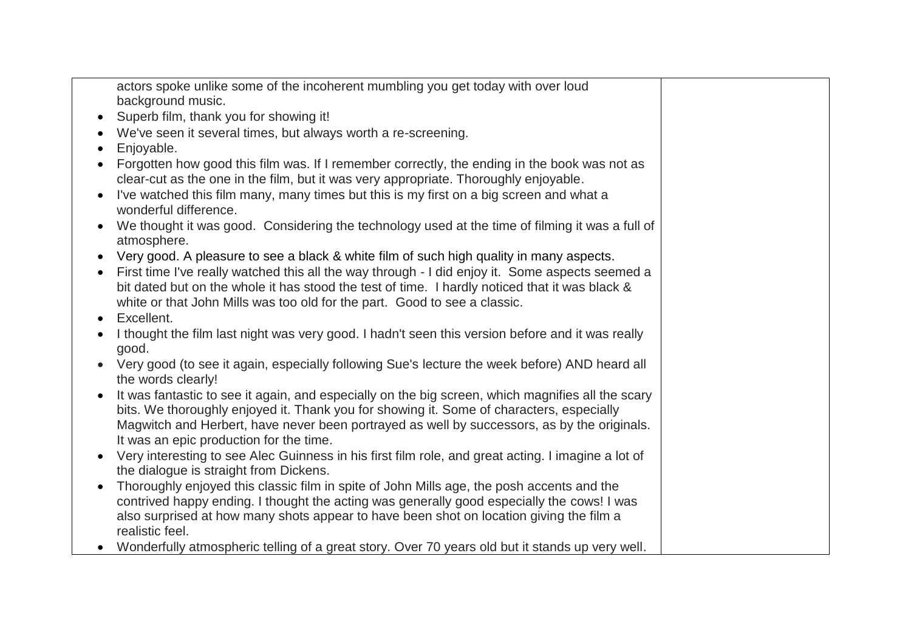| | |
|---|---|
| actors spoke unlike some of the incoherent mumbling you get today with over loud background music.<br>• Superb film, thank you for showing it!<br>• We've seen it several times, but always worth a re-screening.<br>• Enjoyable.<br>• Forgotten how good this film was. If I remember correctly, the ending in the book was not as clear-cut as the one in the film, but it was very appropriate. Thoroughly enjoyable.<br>• I've watched this film many, many times but this is my first on a big screen and what a wonderful difference.<br>• We thought it was good. Considering the technology used at the time of filming it was a full of atmosphere.<br>• Very good. A pleasure to see a black & white film of such high quality in many aspects.<br>• First time I've really watched this all the way through - I did enjoy it. Some aspects seemed a bit dated but on the whole it has stood the test of time. I hardly noticed that it was black & white or that John Mills was too old for the part. Good to see a classic.<br>• Excellent.<br>• I thought the film last night was very good. I hadn't seen this version before and it was really good.<br>• Very good (to see it again, especially following Sue's lecture the week before) AND heard all the words clearly!<br>• It was fantastic to see it again, and especially on the big screen, which magnifies all the scary bits. We thoroughly enjoyed it. Thank you for showing it. Some of characters, especially Magwitch and Herbert, have never been portrayed as well by successors, as by the originals. It was an epic production for the time.<br>• Very interesting to see Alec Guinness in his first film role, and great acting. I imagine a lot of the dialogue is straight from Dickens.<br>• Thoroughly enjoyed this classic film in spite of John Mills age, the posh accents and the contrived happy ending. I thought the acting was generally good especially the cows! I was also surprised at how many shots appear to have been shot on location giving the film a realistic feel.<br>• Wonderfully atmospheric telling of a great story. Over 70 years old but it stands up very well. | |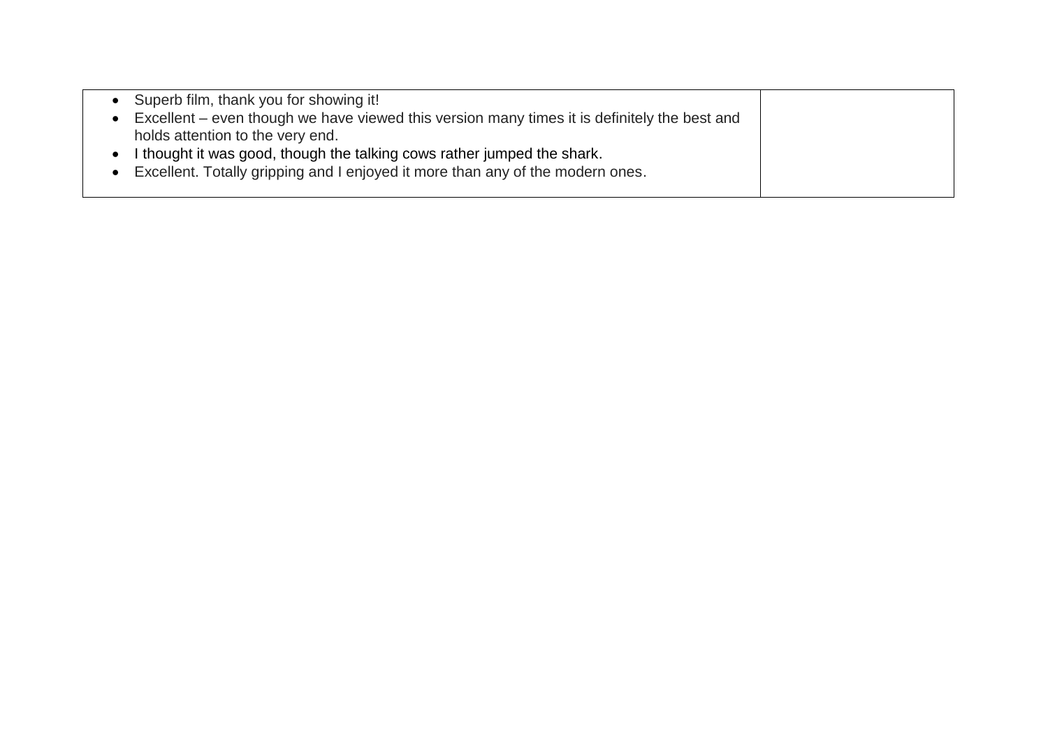| | |
|---|---|
| • Superb film, thank you for showing it!<br>• Excellent – even though we have viewed this version many times it is definitely the best and holds attention to the very end.<br>• I thought it was good, though the talking cows rather jumped the shark.<br>• Excellent. Totally gripping and I enjoyed it more than any of the modern ones. | |